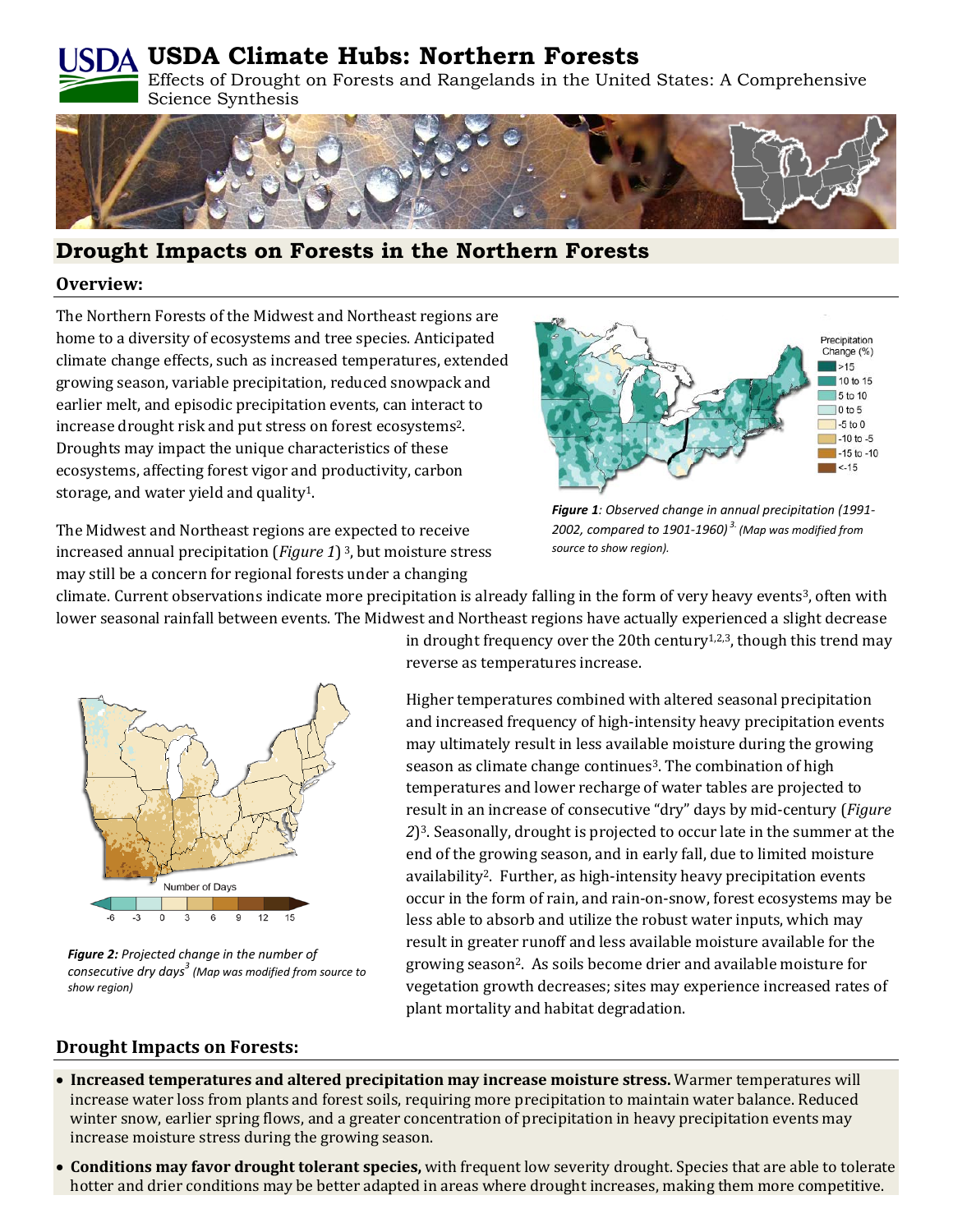# USDA Climate Hubs: Northern Forests

Effects of Drought on Forests and Rangelands in the United States: A Comprehensive Science Synthesis

## Drought Impacts on Forests in the Northern Forests

### Overview:

The Northern Forests of the Midwest and Northeast regions are home to a diversity of ecosystems and tree species. Anticipated climate change effects, such as increased temperatures, extended growing season, variable precipitation, reduced snowpack and earlier melt, and episodic precipitation events, can interact to increase drought risk and put stress on forest ecosystems[2]. Droughts may impact the unique characteristics of these ecosystems, affecting forest vigor and productivity, carbon storage, and water yield and quality[1].

*Figure 1: Observed change in annual precipitation (1991-2002, compared to 1901-1960)[3] (Map was modified from source to show region).*

The Midwest and Northeast regions are expected to receive increased annual precipitation (*Figure 1*)[3], but moisture stress may still be a concern for regional forests under a changing climate. Current observations indicate more precipitation is already falling in the form of very heavy events[3], often with lower seasonal rainfall between events. The Midwest and Northeast regions have actually experienced a slight decrease in drought frequency over the 20th century[1,2,3], though this trend may reverse as temperatures increase.

*Figure 2: Projected change in the number of consecutive dry days[3] (Map was modified from source to show region)*

Higher temperatures combined with altered seasonal precipitation and increased frequency of high-intensity heavy precipitation events may ultimately result in less available moisture during the growing season as climate change continues[3]. The combination of high temperatures and lower recharge of water tables are projected to result in an increase of consecutive "dry" days by mid-century (*Figure 2*)[3]. Seasonally, drought is projected to occur late in the summer at the end of the growing season, and in early fall, due to limited moisture availability[2]. Further, as high-intensity heavy precipitation events occur in the form of rain, and rain-on-snow, forest ecosystems may be less able to absorb and utilize the robust water inputs, which may result in greater runoff and less available moisture available for the growing season[2]. As soils become drier and available moisture for vegetation growth decreases; sites may experience increased rates of plant mortality and habitat degradation.

### Drought Impacts on Forests:

- **Increased temperatures and altered precipitation may increase moisture stress.** Warmer temperatures will increase water loss from plants and forest soils, requiring more precipitation to maintain water balance. Reduced winter snow, earlier spring flows, and a greater concentration of precipitation in heavy precipitation events may increase moisture stress during the growing season.
- **Conditions may favor drought tolerant species,** with frequent low severity drought. Species that are able to tolerate hotter and drier conditions may be better adapted in areas where drought increases, making them more competitive.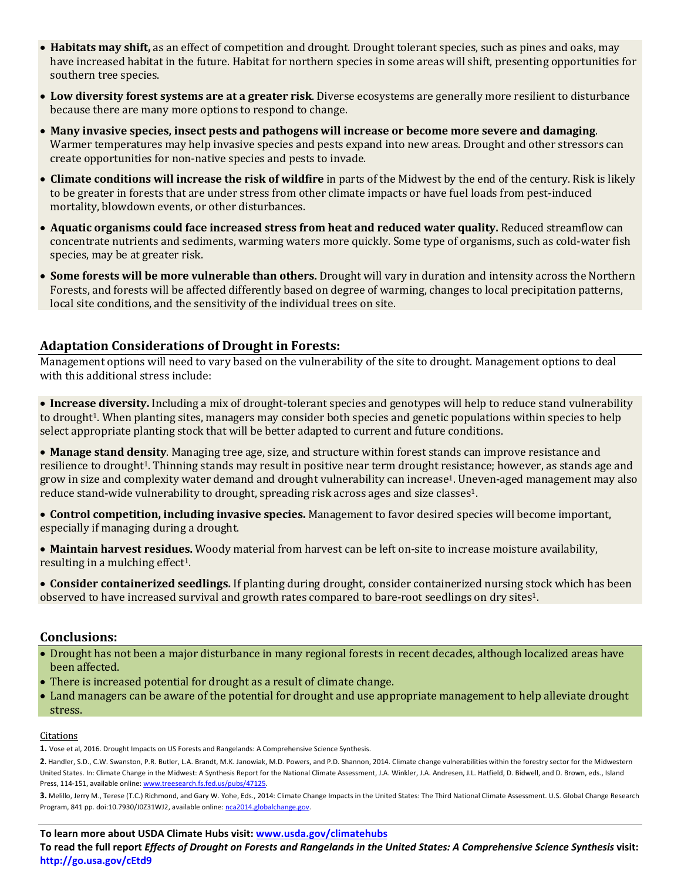- **Habitats may shift,** as an effect of competition and drought. Drought tolerant species, such as pines and oaks, may have increased habitat in the future. Habitat for northern species in some areas will shift, presenting opportunities for southern tree species.
- **Low diversity forest systems are at a greater risk**. Diverse ecosystems are generally more resilient to disturbance because there are many more options to respond to change.
- **Many invasive species, insect pests and pathogens will increase or become more severe and damaging**. Warmer temperatures may help invasive species and pests expand into new areas. Drought and other stressors can create opportunities for non-native species and pests to invade.
- **Climate conditions will increase the risk of wildfire** in parts of the Midwest by the end of the century. Risk is likely to be greater in forests that are under stress from other climate impacts or have fuel loads from pest-induced mortality, blowdown events, or other disturbances.
- **Aquatic organisms could face increased stress from heat and reduced water quality.** Reduced streamflow can concentrate nutrients and sediments, warming waters more quickly. Some type of organisms, such as cold-water fish species, may be at greater risk.
- **Some forests will be more vulnerable than others.** Drought will vary in duration and intensity across the Northern Forests, and forests will be affected differently based on degree of warming, changes to local precipitation patterns, local site conditions, and the sensitivity of the individual trees on site.

## Adaptation Considerations of Drought in Forests:

Management options will need to vary based on the vulnerability of the site to drought. Management options to deal with this additional stress include:

- **Increase diversity.** Including a mix of drought-tolerant species and genotypes will help to reduce stand vulnerability to drought[1]. When planting sites, managers may consider both species and genetic populations within species to help select appropriate planting stock that will be better adapted to current and future conditions.
- **Manage stand density**. Managing tree age, size, and structure within forest stands can improve resistance and resilience to drought[1]. Thinning stands may result in positive near term drought resistance; however, as stands age and grow in size and complexity water demand and drought vulnerability can increase[1]. Uneven-aged management may also reduce stand-wide vulnerability to drought, spreading risk across ages and size classes[1].
- **Control competition, including invasive species.** Management to favor desired species will become important, especially if managing during a drought.
- **Maintain harvest residues.** Woody material from harvest can be left on-site to increase moisture availability, resulting in a mulching effect[1].
- **Consider containerized seedlings.** If planting during drought, consider containerized nursing stock which has been observed to have increased survival and growth rates compared to bare-root seedlings on dry sites[1].

## Conclusions:

- Drought has not been a major disturbance in many regional forests in recent decades, although localized areas have been affected.
- There is increased potential for drought as a result of climate change.
- Land managers can be aware of the potential for drought and use appropriate management to help alleviate drought stress.

Citations

**1.** Vose et al, 2016. Drought Impacts on US Forests and Rangelands: A Comprehensive Science Synthesis.

**2.** Handler, S.D., C.W. Swanston, P.R. Butler, L.A. Brandt, M.K. Janowiak, M.D. Powers, and P.D. Shannon, 2014. Climate change vulnerabilities within the forestry sector for the Midwestern United States. In: Climate Change in the Midwest: A Synthesis Report for the National Climate Assessment, J.A. Winkler, J.A. Andresen, J.L. Hatfield, D. Bidwell, and D. Brown, eds., Island Press, 114-151, available online: www.treesearch.fs.fed.us/pubs/47125.

**3.** Melillo, Jerry M., Terese (T.C.) Richmond, and Gary W. Yohe, Eds., 2014: Climate Change Impacts in the United States: The Third National Climate Assessment. U.S. Global Change Research Program, 841 pp. doi:10.7930/J0Z31WJ2, available online: nca2014.globalchange.gov.

**To learn more about USDA Climate Hubs visit: www.usda.gov/climatehubs**

**To read the full report *Effects of Drought on Forests and Rangelands in the United States: A Comprehensive Science Synthesis* visit: http://go.usa.gov/cEtd9**